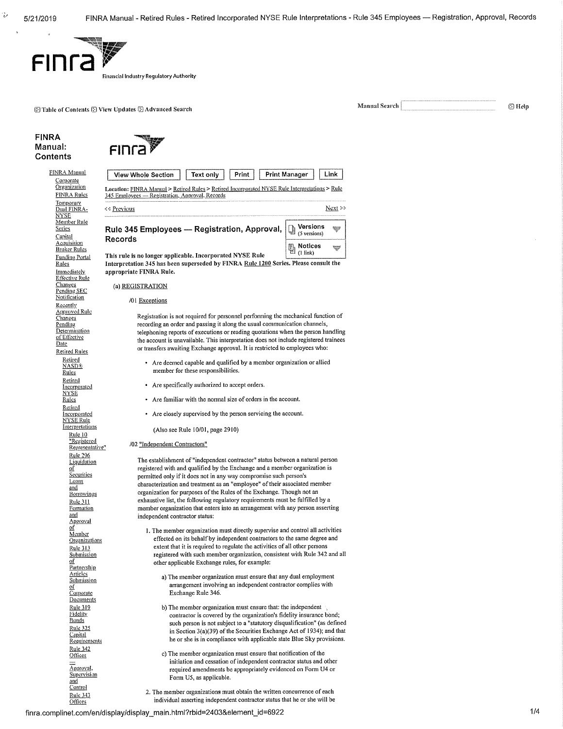# Rule 345 Employees — Registration, Approval, Records

**This rule is no longer applicable. Incorporated NYSE Rule Interpretation 345 has been superseded by FINRA Rule 1200 Series. Please consult the appropriate FINRA Rule.**

## (a) REGISTRATION

### /01 Exceptions

Registration is not required for personnel performing the mechanical function of recording an order and passing it along the usual communication channels, telephoning reports of executions or reading quotations when the person handling the account is unavailable. This interpretation does not include registered trainees or transfers awaiting Exchange approval. It is restricted to employees who:

- Are deemed capable and qualified by a member organization or allied member for these responsibilities.
- Are specifically authorized to accept orders.
- Are familiar with the normal size of orders in the account.
- Are closely supervised by the person servicing the account.

(Also see Rule 10/01, page 2910)

### /02 "Independent Contractors"

The establishment of "independent contractor" status between a natural person registered with and qualified by the Exchange and a member organization is permitted only if it does not in any way compromise such person's characterization and treatment as an "employee" of their associated member organization for purposes of the Rules of the Exchange. Though not an exhaustive list, the following regulatory requirements must be fulfilled by a member organization that enters into an arrangement with any person asserting independent contractor status:

1. The member organization must directly supervise and control all activities effected on its behalf by independent contractors to the same degree and extent that it is required to regulate the activities of all other persons registered with such member organization, consistent with Rule 342 and all other applicable Exchange rules, for example:

    a) The member organization must ensure that any dual employment arrangement involving an independent contractor complies with Exchange Rule 346.

    b) The member organization must ensure that: the independent contractor is covered by the organization's fidelity insurance bond; such person is not subject to a "statutory disqualification" (as defined in Section 3(a)(39) of the Securities Exchange Act of 1934); and that he or she is in compliance with applicable state Blue Sky provisions.

    c) The member organization must ensure that notification of the initiation and cessation of independent contractor status and other required amendments be appropriately evidenced on Form U4 or Form U5, as applicable.

2. The member organizations must obtain the written concurrence of each individual asserting independent contractor status that he or she will be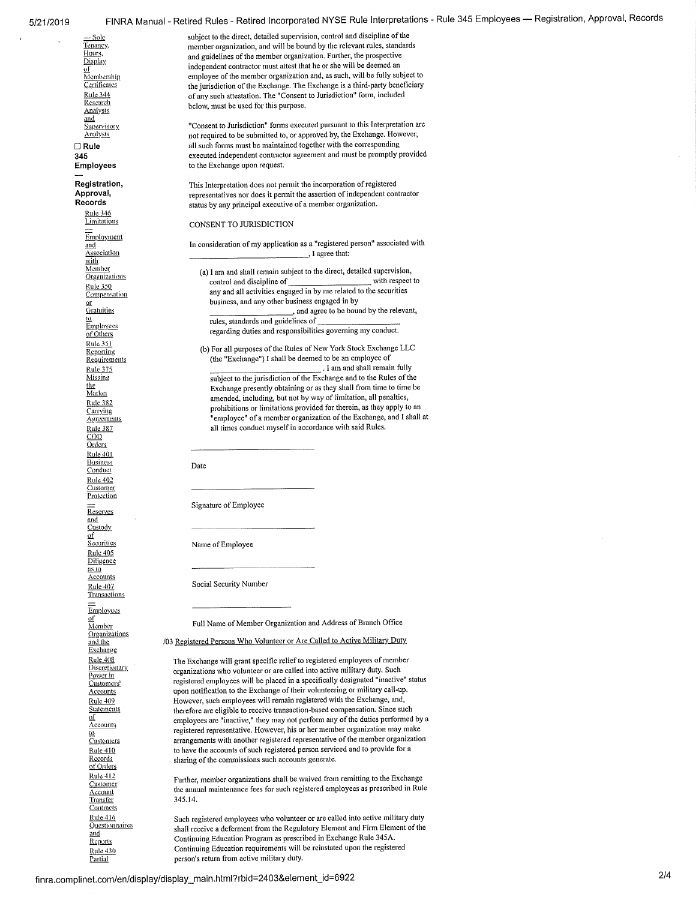subject to the direct, detailed supervision, control and discipline of the member organization, and will be bound by the relevant rules, standards and guidelines of the member organization. Further, the prospective independent contractor must attest that he or she will be deemed an employee of the member organization and, as such, will be fully subject to the jurisdiction of the Exchange. The Exchange is a third-party beneficiary of any such attestation. The "Consent to Jurisdiction" form, included below, must be used for this purpose.

"Consent to Jurisdiction" forms executed pursuant to this Interpretation are not required to be submitted to, or approved by, the Exchange. However, all such forms must be maintained together with the corresponding executed independent contractor agreement and must be promptly provided to the Exchange upon request.

This Interpretation does not permit the incorporation of registered representatives nor does it permit the assertion of independent contractor status by any principal executive of a member organization.

CONSENT TO JURISDICTION

In consideration of my application as a "registered person" associated with ______________________________, I agree that:

(a) I am and shall remain subject to the direct, detailed supervision, control and discipline of ____________________ with respect to any and all activities engaged in by me related to the securities business, and any other business engaged in by ____________________, and agree to be bound by the relevant, rules, standards and guidelines of ____________________ regarding duties and responsibilities governing my conduct.

(b) For all purposes of the Rules of New York Stock Exchange LLC (the "Exchange") I shall be deemed to be an employee of ______________________________. I am and shall remain fully subject to the jurisdiction of the Exchange and to the Rules of the Exchange presently obtaining or as they shall from time to time be amended, including, but not by way of limitation, all penalties, prohibitions or limitations provided for therein, as they apply to an "employee" of a member organization of the Exchange, and I shall at all times conduct myself in accordance with said Rules.

______________________________

Date

______________________________

Signature of Employee

______________________________

Name of Employee

______________________________

Social Security Number

______________________________

Full Name of Member Organization and Address of Branch Office

/03 Registered Persons Who Volunteer or Are Called to Active Military Duty

The Exchange will grant specific relief to registered employees of member organizations who volunteer or are called into active military duty. Such registered employees will be placed in a specifically designated "inactive" status upon notification to the Exchange of their volunteering or military call-up. However, such employees will remain registered with the Exchange, and, therefore are eligible to receive transaction-based compensation. Since such employees are "inactive," they may not perform any of the duties performed by a registered representative. However, his or her member organization may make arrangements with another registered representative of the member organization to have the accounts of such registered person serviced and to provide for a sharing of the commissions such accounts generate.

Further, member organizations shall be waived from remitting to the Exchange the annual maintenance fees for such registered employees as prescribed in Rule 345.14.

Such registered employees who volunteer or are called into active military duty shall receive a deferment from the Regulatory Element and Firm Element of the Continuing Education Program as prescribed in Exchange Rule 345A. Continuing Education requirements will be reinstated upon the registered person's return from active military duty.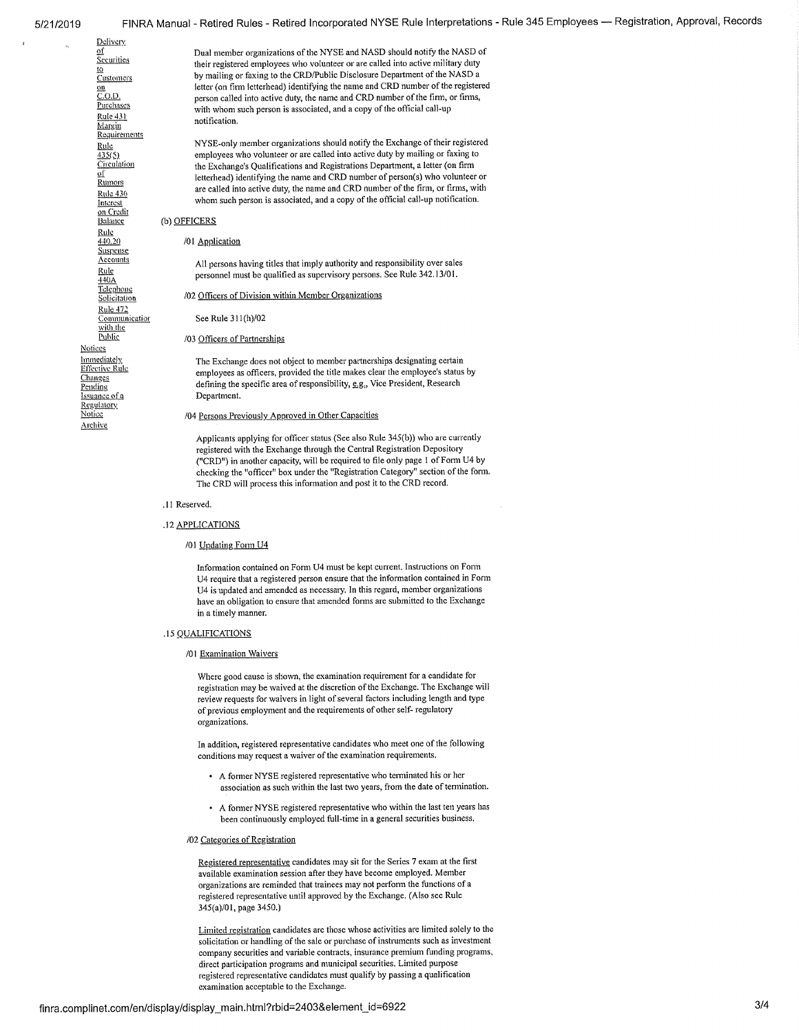Delivery of Securities to Customers on C.O.D. Purchases
Rule 431 Margin Requirements
Rule 435(5) Circulation of Rumors
Rule 436 Interest on Credit Balance
Rule 440.20 Suspense Accounts
Rule 440A Telephone Solicitation
Rule 472 Communication with the Public
Notices
Immediately Effective Rule Changes Pending Issuance of a Regulatory Notice
Archive

Dual member organizations of the NYSE and NASD should notify the NASD of their registered employees who volunteer or are called into active military duty by mailing or faxing to the CRD/Public Disclosure Department of the NASD a letter (on firm letterhead) identifying the name and CRD number of the registered person called into active duty, the name and CRD number of the firm, or firms, with whom such person is associated, and a copy of the official call-up notification.

NYSE-only member organizations should notify the Exchange of their registered employees who volunteer or are called into active duty by mailing or faxing to the Exchange's Qualifications and Registrations Department, a letter (on firm letterhead) identifying the name and CRD number of person(s) who volunteer or are called into active duty, the name and CRD number of the firm, or firms, with whom such person is associated, and a copy of the official call-up notification.

(b) OFFICERS

/01 Application

All persons having titles that imply authority and responsibility over sales personnel must be qualified as supervisory persons. See Rule 342.13/01.

/02 Officers of Division within Member Organizations

See Rule 311(h)/02

/03 Officers of Partnerships

The Exchange does not object to member partnerships designating certain employees as officers, provided the title makes clear the employee's status by defining the specific area of responsibility, e.g., Vice President, Research Department.

/04 Persons Previously Approved in Other Capacities

Applicants applying for officer status (See also Rule 345(b)) who are currently registered with the Exchange through the Central Registration Depository ("CRD") in another capacity, will be required to file only page 1 of Form U4 by checking the "officer" box under the "Registration Category" section of the form. The CRD will process this information and post it to the CRD record.

.11 Reserved.

.12 APPLICATIONS

/01 Updating Form U4

Information contained on Form U4 must be kept current. Instructions on Form U4 require that a registered person ensure that the information contained in Form U4 is updated and amended as necessary. In this regard, member organizations have an obligation to ensure that amended forms are submitted to the Exchange in a timely manner.

.15 QUALIFICATIONS

/01 Examination Waivers

Where good cause is shown, the examination requirement for a candidate for registration may be waived at the discretion of the Exchange. The Exchange will review requests for waivers in light of several factors including length and type of previous employment and the requirements of other self- regulatory organizations.

In addition, registered representative candidates who meet one of the following conditions may request a waiver of the examination requirements.

- A former NYSE registered representative who terminated his or her association as such within the last two years, from the date of termination.
- A former NYSE registered representative who within the last ten years has been continuously employed full-time in a general securities business.

/02 Categories of Registration

Registered representative candidates may sit for the Series 7 exam at the first available examination session after they have become employed. Member organizations are reminded that trainees may not perform the functions of a registered representative until approved by the Exchange. (Also see Rule 345(a)/01, page 3450.)

Limited registration candidates are those whose activities are limited solely to the solicitation or handling of the sale or purchase of instruments such as investment company securities and variable contracts, insurance premium funding programs, direct participation programs and municipal securities. Limited purpose registered representative candidates must qualify by passing a qualification examination acceptable to the Exchange.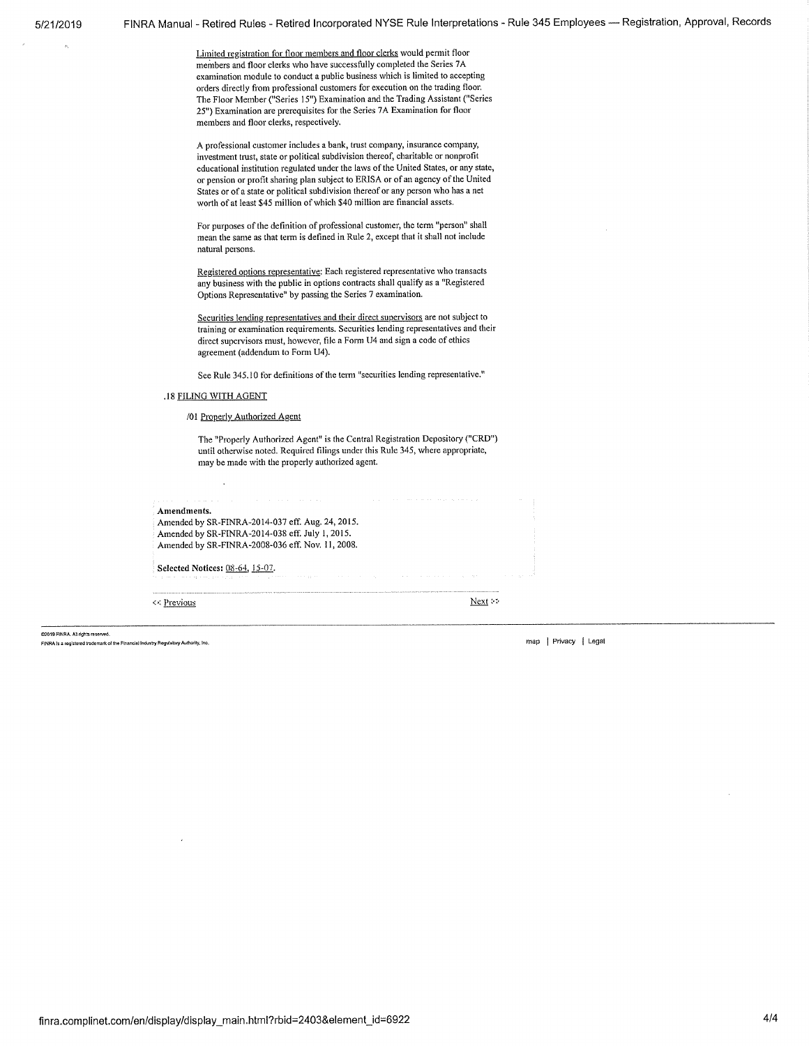Limited registration for floor members and floor clerks would permit floor members and floor clerks who have successfully completed the Series 7A examination module to conduct a public business which is limited to accepting orders directly from professional customers for execution on the trading floor. The Floor Member ("Series 15") Examination and the Trading Assistant ("Series 25") Examination are prerequisites for the Series 7A Examination for floor members and floor clerks, respectively.

A professional customer includes a bank, trust company, insurance company, investment trust, state or political subdivision thereof, charitable or nonprofit educational institution regulated under the laws of the United States, or any state, or pension or profit sharing plan subject to ERISA or of an agency of the United States or of a state or political subdivision thereof or any person who has a net worth of at least $45 million of which $40 million are financial assets.

For purposes of the definition of professional customer, the term "person" shall mean the same as that term is defined in Rule 2, except that it shall not include natural persons.

Registered options representative: Each registered representative who transacts any business with the public in options contracts shall qualify as a "Registered Options Representative" by passing the Series 7 examination.

Securities lending representatives and their direct supervisors are not subject to training or examination requirements. Securities lending representatives and their direct supervisors must, however, file a Form U4 and sign a code of ethics agreement (addendum to Form U4).

See Rule 345.10 for definitions of the term "securities lending representative."

.18 FILING WITH AGENT

/01 Properly Authorized Agent

The "Properly Authorized Agent" is the Central Registration Depository ("CRD") until otherwise noted. Required filings under this Rule 345, where appropriate, may be made with the properly authorized agent.

**Amendments.**
Amended by SR-FINRA-2014-037 eff. Aug. 24, 2015.
Amended by SR-FINRA-2014-038 eff. July 1, 2015.
Amended by SR-FINRA-2008-036 eff. Nov. 11, 2008.

**Selected Notices:** 08-64, 15-07.

<< Previous Next >>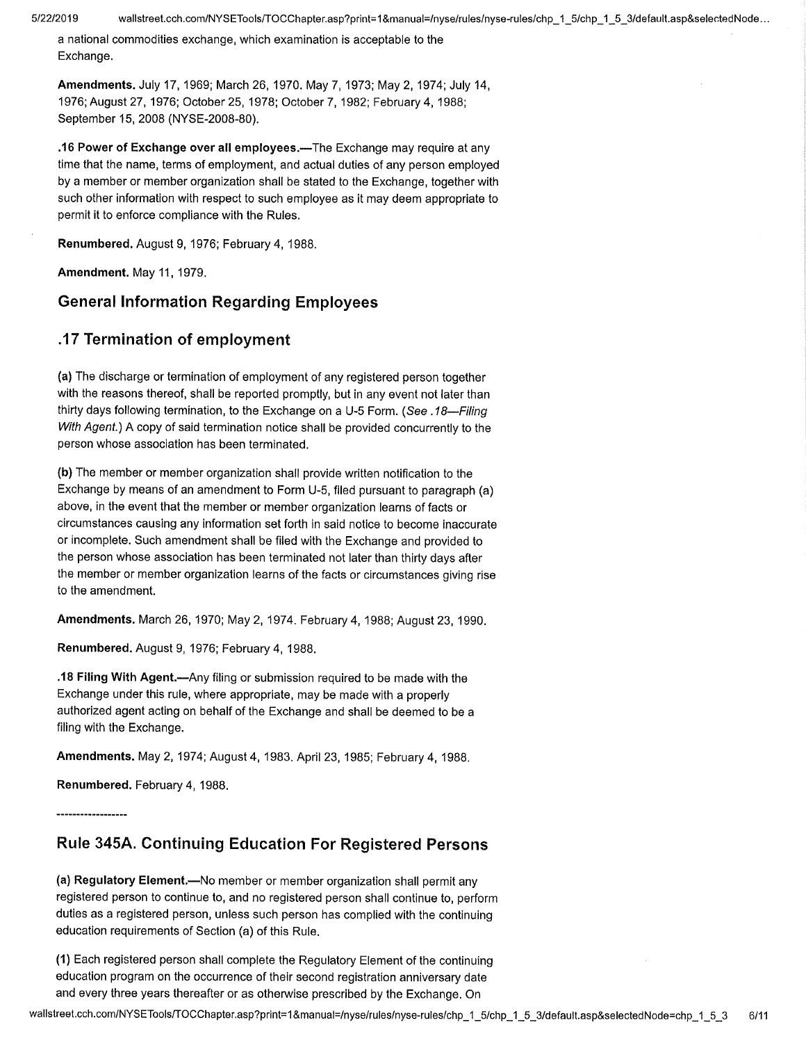a national commodities exchange, which examination is acceptable to the Exchange.

**Amendments.** July 17, 1969; March 26, 1970. May 7, 1973; May 2, 1974; July 14, 1976; August 27, 1976; October 25, 1978; October 7, 1982; February 4, 1988; September 15, 2008 (NYSE-2008-80).

**.16 Power of Exchange over all employees.**—The Exchange may require at any time that the name, terms of employment, and actual duties of any person employed by a member or member organization shall be stated to the Exchange, together with such other information with respect to such employee as it may deem appropriate to permit it to enforce compliance with the Rules.

**Renumbered.** August 9, 1976; February 4, 1988.

**Amendment.** May 11, 1979.

## General Information Regarding Employees

## .17 Termination of employment

**(a)** The discharge or termination of employment of any registered person together with the reasons thereof, shall be reported promptly, but in any event not later than thirty days following termination, to the Exchange on a U-5 Form. (*See .18—Filing With Agent.*) A copy of said termination notice shall be provided concurrently to the person whose association has been terminated.

**(b)** The member or member organization shall provide written notification to the Exchange by means of an amendment to Form U-5, filed pursuant to paragraph (a) above, in the event that the member or member organization learns of facts or circumstances causing any information set forth in said notice to become inaccurate or incomplete. Such amendment shall be filed with the Exchange and provided to the person whose association has been terminated not later than thirty days after the member or member organization learns of the facts or circumstances giving rise to the amendment.

**Amendments.** March 26, 1970; May 2, 1974. February 4, 1988; August 23, 1990.

**Renumbered.** August 9, 1976; February 4, 1988.

**.18 Filing With Agent.**—Any filing or submission required to be made with the Exchange under this rule, where appropriate, may be made with a properly authorized agent acting on behalf of the Exchange and shall be deemed to be a filing with the Exchange.

**Amendments.** May 2, 1974; August 4, 1983. April 23, 1985; February 4, 1988.

**Renumbered.** February 4, 1988.

-------------------

## Rule 345A. Continuing Education For Registered Persons

**(a) Regulatory Element.**—No member or member organization shall permit any registered person to continue to, and no registered person shall continue to, perform duties as a registered person, unless such person has complied with the continuing education requirements of Section (a) of this Rule.

**(1)** Each registered person shall complete the Regulatory Element of the continuing education program on the occurrence of their second registration anniversary date and every three years thereafter or as otherwise prescribed by the Exchange. On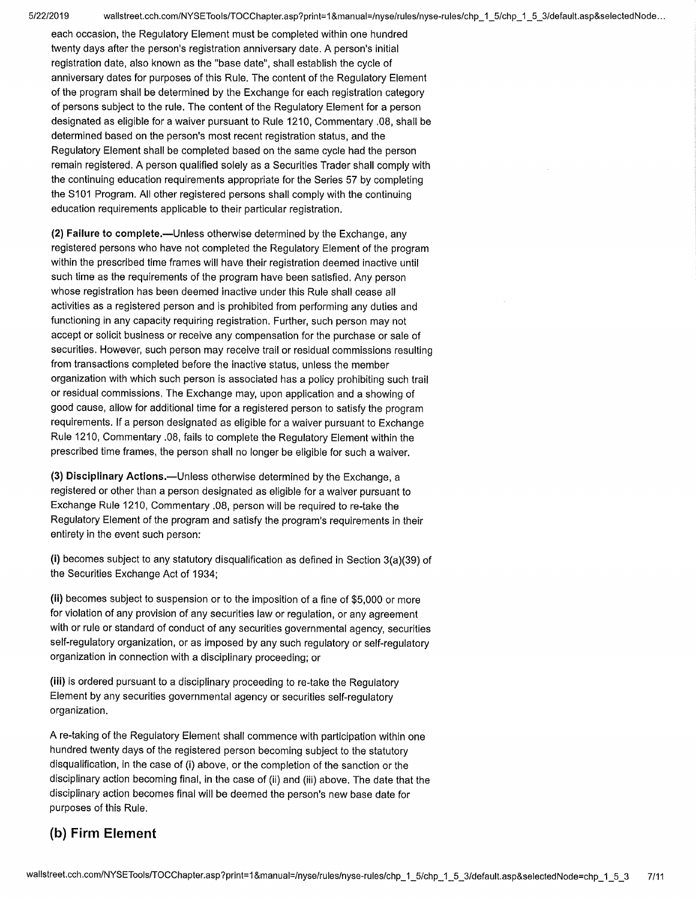each occasion, the Regulatory Element must be completed within one hundred twenty days after the person's registration anniversary date. A person's initial registration date, also known as the "base date", shall establish the cycle of anniversary dates for purposes of this Rule. The content of the Regulatory Element of the program shall be determined by the Exchange for each registration category of persons subject to the rule. The content of the Regulatory Element for a person designated as eligible for a waiver pursuant to Rule 1210, Commentary .08, shall be determined based on the person's most recent registration status, and the Regulatory Element shall be completed based on the same cycle had the person remain registered. A person qualified solely as a Securities Trader shall comply with the continuing education requirements appropriate for the Series 57 by completing the S101 Program. All other registered persons shall comply with the continuing education requirements applicable to their particular registration.

**(2) Failure to complete.**—Unless otherwise determined by the Exchange, any registered persons who have not completed the Regulatory Element of the program within the prescribed time frames will have their registration deemed inactive until such time as the requirements of the program have been satisfied. Any person whose registration has been deemed inactive under this Rule shall cease all activities as a registered person and is prohibited from performing any duties and functioning in any capacity requiring registration. Further, such person may not accept or solicit business or receive any compensation for the purchase or sale of securities. However, such person may receive trail or residual commissions resulting from transactions completed before the inactive status, unless the member organization with which such person is associated has a policy prohibiting such trail or residual commissions. The Exchange may, upon application and a showing of good cause, allow for additional time for a registered person to satisfy the program requirements. If a person designated as eligible for a waiver pursuant to Exchange Rule 1210, Commentary .08, fails to complete the Regulatory Element within the prescribed time frames, the person shall no longer be eligible for such a waiver.

**(3) Disciplinary Actions.**—Unless otherwise determined by the Exchange, a registered or other than a person designated as eligible for a waiver pursuant to Exchange Rule 1210, Commentary .08, person will be required to re-take the Regulatory Element of the program and satisfy the program's requirements in their entirety in the event such person:

**(i)** becomes subject to any statutory disqualification as defined in Section 3(a)(39) of the Securities Exchange Act of 1934;

**(ii)** becomes subject to suspension or to the imposition of a fine of $5,000 or more for violation of any provision of any securities law or regulation, or any agreement with or rule or standard of conduct of any securities governmental agency, securities self-regulatory organization, or as imposed by any such regulatory or self-regulatory organization in connection with a disciplinary proceeding; or

**(iii)** is ordered pursuant to a disciplinary proceeding to re-take the Regulatory Element by any securities governmental agency or securities self-regulatory organization.

A re-taking of the Regulatory Element shall commence with participation within one hundred twenty days of the registered person becoming subject to the statutory disqualification, in the case of (i) above, or the completion of the sanction or the disciplinary action becoming final, in the case of (ii) and (iii) above. The date that the disciplinary action becomes final will be deemed the person's new base date for purposes of this Rule.

## (b) Firm Element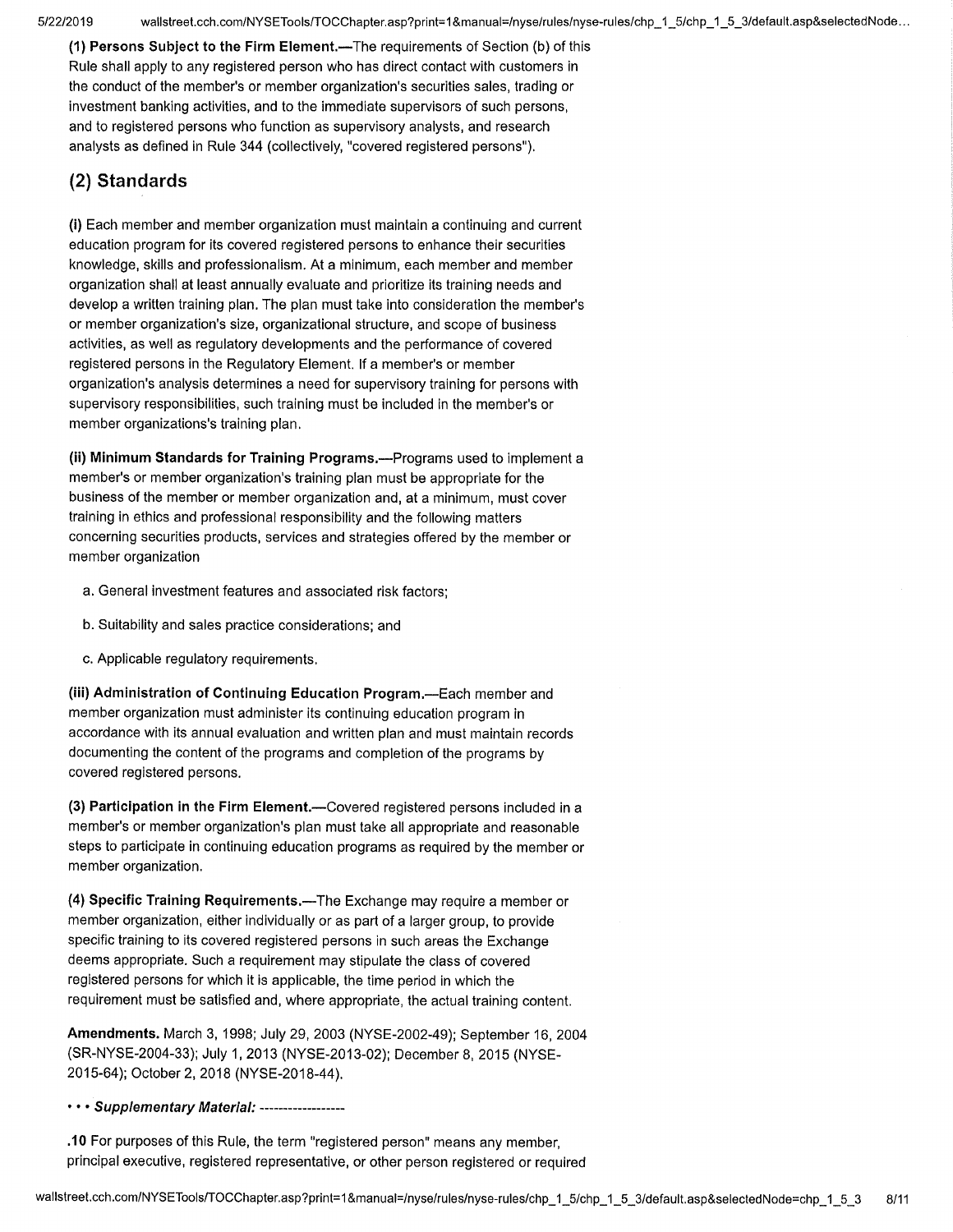**(1) Persons Subject to the Firm Element.**—The requirements of Section (b) of this Rule shall apply to any registered person who has direct contact with customers in the conduct of the member's or member organization's securities sales, trading or investment banking activities, and to the immediate supervisors of such persons, and to registered persons who function as supervisory analysts, and research analysts as defined in Rule 344 (collectively, "covered registered persons").

## (2) Standards

**(i)** Each member and member organization must maintain a continuing and current education program for its covered registered persons to enhance their securities knowledge, skills and professionalism. At a minimum, each member and member organization shall at least annually evaluate and prioritize its training needs and develop a written training plan. The plan must take into consideration the member's or member organization's size, organizational structure, and scope of business activities, as well as regulatory developments and the performance of covered registered persons in the Regulatory Element. If a member's or member organization's analysis determines a need for supervisory training for persons with supervisory responsibilities, such training must be included in the member's or member organizations's training plan.

**(ii) Minimum Standards for Training Programs.**—Programs used to implement a member's or member organization's training plan must be appropriate for the business of the member or member organization and, at a minimum, must cover training in ethics and professional responsibility and the following matters concerning securities products, services and strategies offered by the member or member organization

a. General investment features and associated risk factors;

b. Suitability and sales practice considerations; and

c. Applicable regulatory requirements.

**(iii) Administration of Continuing Education Program.**—Each member and member organization must administer its continuing education program in accordance with its annual evaluation and written plan and must maintain records documenting the content of the programs and completion of the programs by covered registered persons.

**(3) Participation in the Firm Element.**—Covered registered persons included in a member's or member organization's plan must take all appropriate and reasonable steps to participate in continuing education programs as required by the member or member organization.

**(4) Specific Training Requirements.**—The Exchange may require a member or member organization, either individually or as part of a larger group, to provide specific training to its covered registered persons in such areas the Exchange deems appropriate. Such a requirement may stipulate the class of covered registered persons for which it is applicable, the time period in which the requirement must be satisfied and, where appropriate, the actual training content.

**Amendments.** March 3, 1998; July 29, 2003 (NYSE-2002-49); September 16, 2004 (SR-NYSE-2004-33); July 1, 2013 (NYSE-2013-02); December 8, 2015 (NYSE-2015-64); October 2, 2018 (NYSE-2018-44).

• • • ***Supplementary Material:*** ------------------

**.10** For purposes of this Rule, the term "registered person" means any member, principal executive, registered representative, or other person registered or required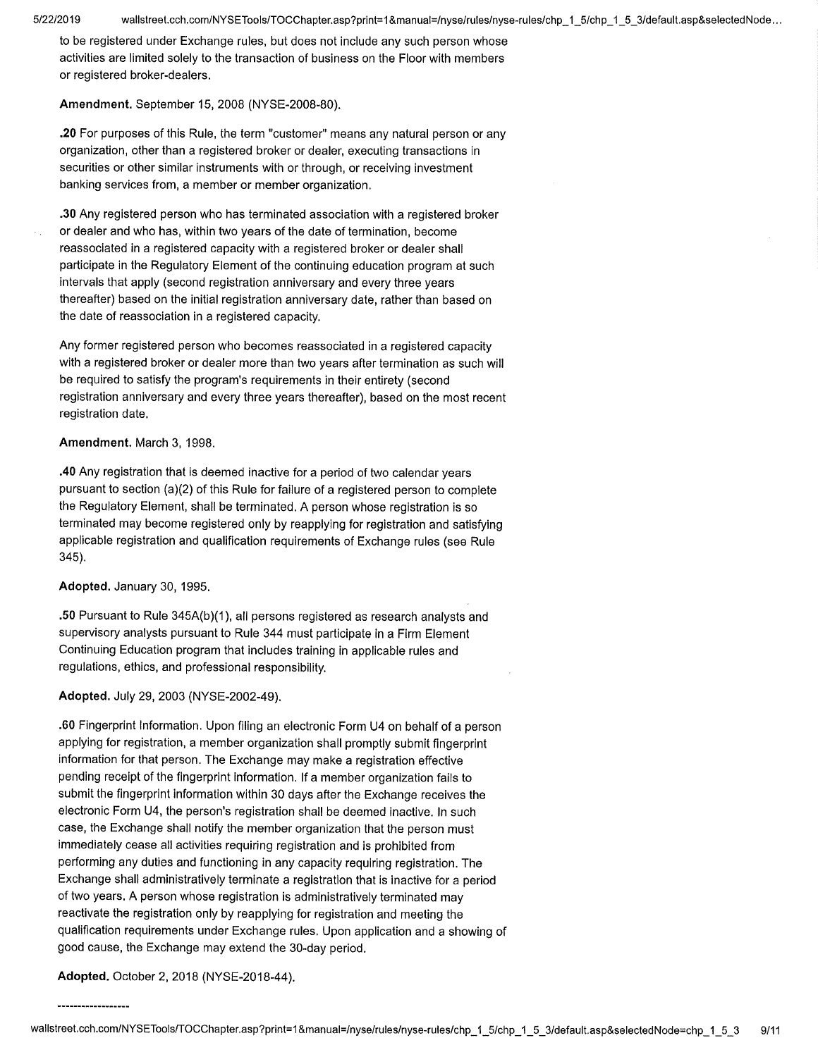to be registered under Exchange rules, but does not include any such person whose activities are limited solely to the transaction of business on the Floor with members or registered broker-dealers.

**Amendment.** September 15, 2008 (NYSE-2008-80).

**.20** For purposes of this Rule, the term "customer" means any natural person or any organization, other than a registered broker or dealer, executing transactions in securities or other similar instruments with or through, or receiving investment banking services from, a member or member organization.

**.30** Any registered person who has terminated association with a registered broker or dealer and who has, within two years of the date of termination, become reassociated in a registered capacity with a registered broker or dealer shall participate in the Regulatory Element of the continuing education program at such intervals that apply (second registration anniversary and every three years thereafter) based on the initial registration anniversary date, rather than based on the date of reassociation in a registered capacity.

Any former registered person who becomes reassociated in a registered capacity with a registered broker or dealer more than two years after termination as such will be required to satisfy the program's requirements in their entirety (second registration anniversary and every three years thereafter), based on the most recent registration date.

**Amendment.** March 3, 1998.

**.40** Any registration that is deemed inactive for a period of two calendar years pursuant to section (a)(2) of this Rule for failure of a registered person to complete the Regulatory Element, shall be terminated. A person whose registration is so terminated may become registered only by reapplying for registration and satisfying applicable registration and qualification requirements of Exchange rules (see Rule 345).

**Adopted.** January 30, 1995.

**.50** Pursuant to Rule 345A(b)(1), all persons registered as research analysts and supervisory analysts pursuant to Rule 344 must participate in a Firm Element Continuing Education program that includes training in applicable rules and regulations, ethics, and professional responsibility.

**Adopted.** July 29, 2003 (NYSE-2002-49).

**.60** Fingerprint Information. Upon filing an electronic Form U4 on behalf of a person applying for registration, a member organization shall promptly submit fingerprint information for that person. The Exchange may make a registration effective pending receipt of the fingerprint information. If a member organization fails to submit the fingerprint information within 30 days after the Exchange receives the electronic Form U4, the person's registration shall be deemed inactive. In such case, the Exchange shall notify the member organization that the person must immediately cease all activities requiring registration and is prohibited from performing any duties and functioning in any capacity requiring registration. The Exchange shall administratively terminate a registration that is inactive for a period of two years. A person whose registration is administratively terminated may reactivate the registration only by reapplying for registration and meeting the qualification requirements under Exchange rules. Upon application and a showing of good cause, the Exchange may extend the 30-day period.

**Adopted.** October 2, 2018 (NYSE-2018-44).

------------------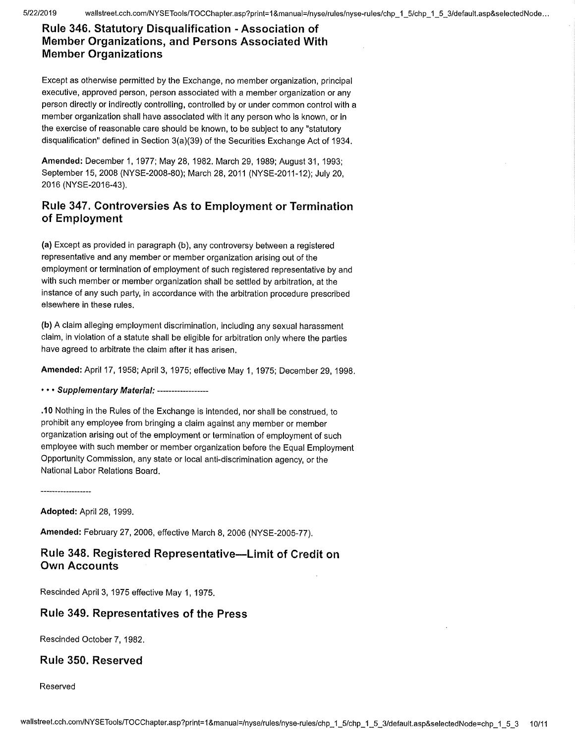## Rule 346. Statutory Disqualification - Association of Member Organizations, and Persons Associated With Member Organizations

Except as otherwise permitted by the Exchange, no member organization, principal executive, approved person, person associated with a member organization or any person directly or indirectly controlling, controlled by or under common control with a member organization shall have associated with it any person who is known, or in the exercise of reasonable care should be known, to be subject to any "statutory disqualification" defined in Section 3(a)(39) of the Securities Exchange Act of 1934.

**Amended:** December 1, 1977; May 28, 1982. March 29, 1989; August 31, 1993; September 15, 2008 (NYSE-2008-80); March 28, 2011 (NYSE-2011-12); July 20, 2016 (NYSE-2016-43).

## Rule 347. Controversies As to Employment or Termination of Employment

**(a)** Except as provided in paragraph (b), any controversy between a registered representative and any member or member organization arising out of the employment or termination of employment of such registered representative by and with such member or member organization shall be settled by arbitration, at the instance of any such party, in accordance with the arbitration procedure prescribed elsewhere in these rules.

**(b)** A claim alleging employment discrimination, including any sexual harassment claim, in violation of a statute shall be eligible for arbitration only where the parties have agreed to arbitrate the claim after it has arisen.

**Amended:** April 17, 1958; April 3, 1975; effective May 1, 1975; December 29, 1998.

• • • ***Supplementary Material:*** ------------------

**.10** Nothing in the Rules of the Exchange is intended, nor shall be construed, to prohibit any employee from bringing a claim against any member or member organization arising out of the employment or termination of employment of such employee with such member or member organization before the Equal Employment Opportunity Commission, any state or local anti-discrimination agency, or the National Labor Relations Board.

------------------

**Adopted:** April 28, 1999.

**Amended:** February 27, 2006, effective March 8, 2006 (NYSE-2005-77).

## Rule 348. Registered Representative—Limit of Credit on Own Accounts

Rescinded April 3, 1975 effective May 1, 1975.

## Rule 349. Representatives of the Press

Rescinded October 7, 1982.

## Rule 350. Reserved

Reserved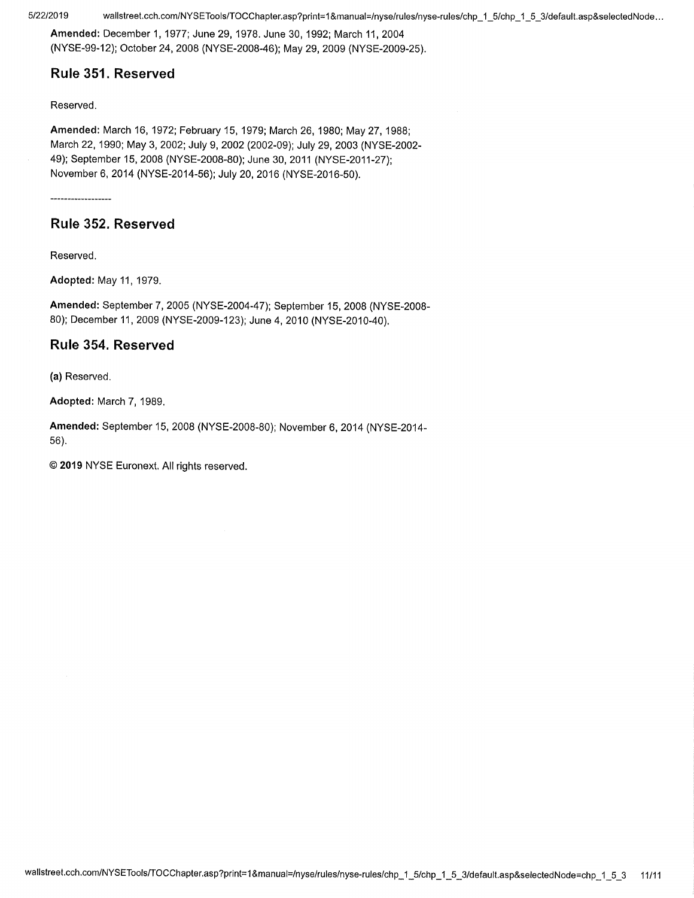**Amended:** December 1, 1977; June 29, 1978. June 30, 1992; March 11, 2004 (NYSE-99-12); October 24, 2008 (NYSE-2008-46); May 29, 2009 (NYSE-2009-25).

## Rule 351. Reserved

Reserved.

**Amended:** March 16, 1972; February 15, 1979; March 26, 1980; May 27, 1988; March 22, 1990; May 3, 2002; July 9, 2002 (2002-09); July 29, 2003 (NYSE-2002-49); September 15, 2008 (NYSE-2008-80); June 30, 2011 (NYSE-2011-27); November 6, 2014 (NYSE-2014-56); July 20, 2016 (NYSE-2016-50).

-------------------

## Rule 352. Reserved

Reserved.

**Adopted:** May 11, 1979.

**Amended:** September 7, 2005 (NYSE-2004-47); September 15, 2008 (NYSE-2008-80); December 11, 2009 (NYSE-2009-123); June 4, 2010 (NYSE-2010-40).

## Rule 354. Reserved

**(a)** Reserved.

**Adopted:** March 7, 1989.

**Amended:** September 15, 2008 (NYSE-2008-80); November 6, 2014 (NYSE-2014-56).

© **2019** NYSE Euronext. All rights reserved.